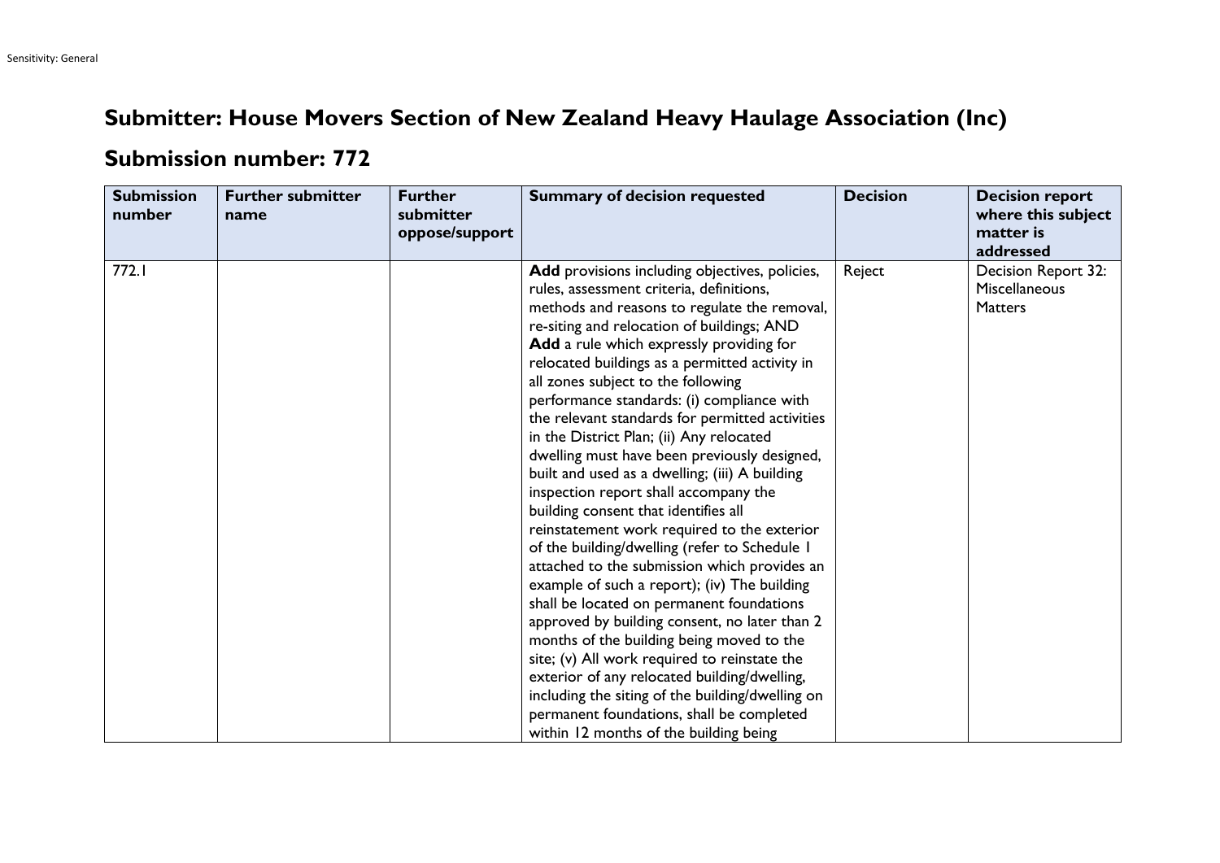Sensitivity: General

# Submitter: House Movers Section of New Zealand Heavy Haulage Association (Inc)

## Submission number: 772

| Submission number | Further submitter name | Further submitter oppose/support | Summary of decision requested | Decision | Decision report where this subject matter is addressed |
|---|---|---|---|---|---|
| 772.1 | | | **Add** provisions including objectives, policies, rules, assessment criteria, definitions, methods and reasons to regulate the removal, re-siting and relocation of buildings; AND **Add** a rule which expressly providing for relocated buildings as a permitted activity in all zones subject to the following performance standards: (i) compliance with the relevant standards for permitted activities in the District Plan; (ii) Any relocated dwelling must have been previously designed, built and used as a dwelling; (iii) A building inspection report shall accompany the building consent that identifies all reinstatement work required to the exterior of the building/dwelling (refer to Schedule 1 attached to the submission which provides an example of such a report); (iv) The building shall be located on permanent foundations approved by building consent, no later than 2 months of the building being moved to the site; (v) All work required to reinstate the exterior of any relocated building/dwelling, including the siting of the building/dwelling on permanent foundations, shall be completed within 12 months of the building being | Reject | Decision Report 32: Miscellaneous Matters |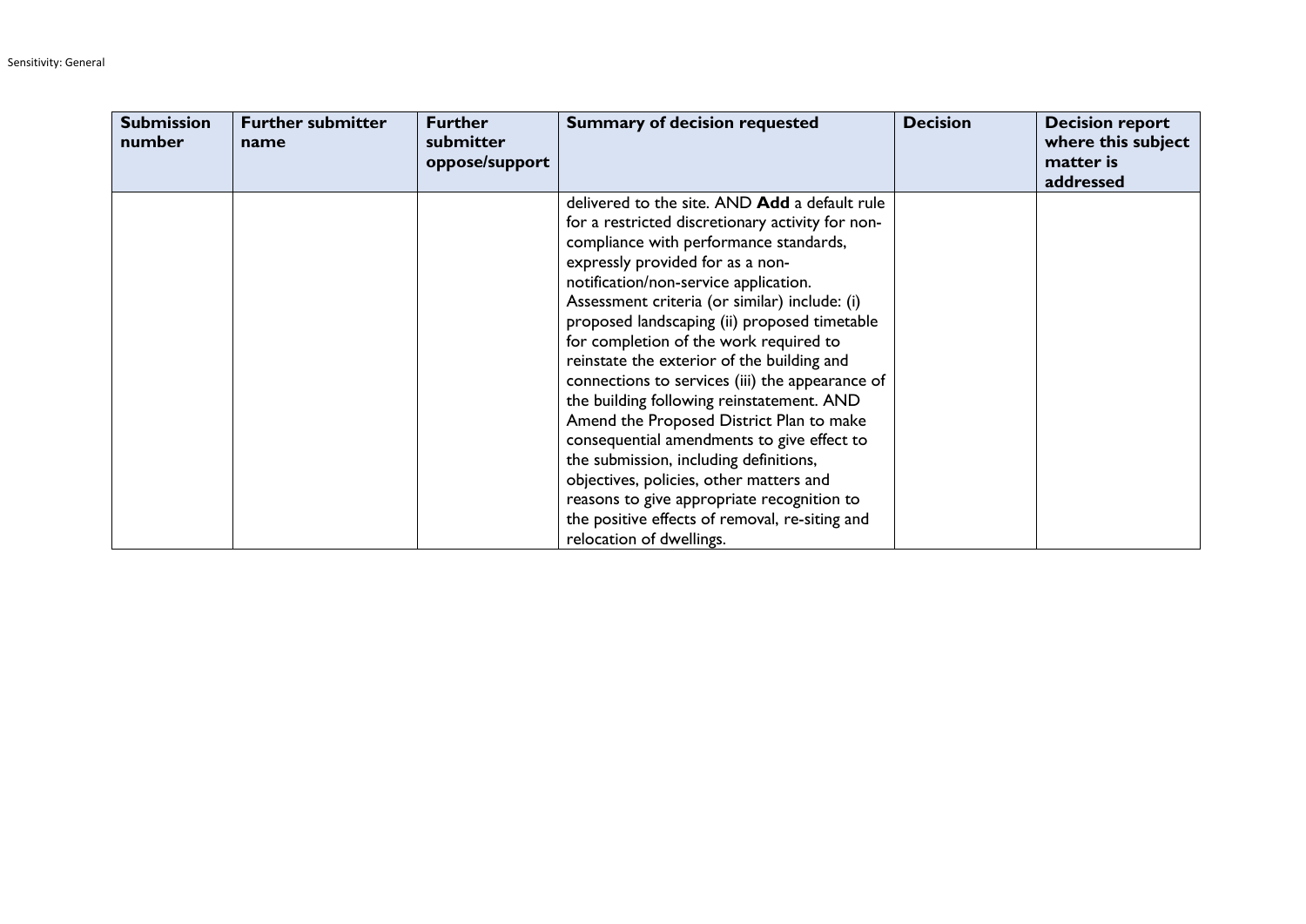| Submission number | Further submitter name | Further submitter oppose/support | Summary of decision requested | Decision | Decision report where this subject matter is addressed |
|---|---|---|---|---|---|
| | | | delivered to the site. AND **Add** a default rule for a restricted discretionary activity for non-compliance with performance standards, expressly provided for as a non-notification/non-service application. Assessment criteria (or similar) include: (i) proposed landscaping (ii) proposed timetable for completion of the work required to reinstate the exterior of the building and connections to services (iii) the appearance of the building following reinstatement. AND Amend the Proposed District Plan to make consequential amendments to give effect to the submission, including definitions, objectives, policies, other matters and reasons to give appropriate recognition to the positive effects of removal, re-siting and relocation of dwellings. | | |